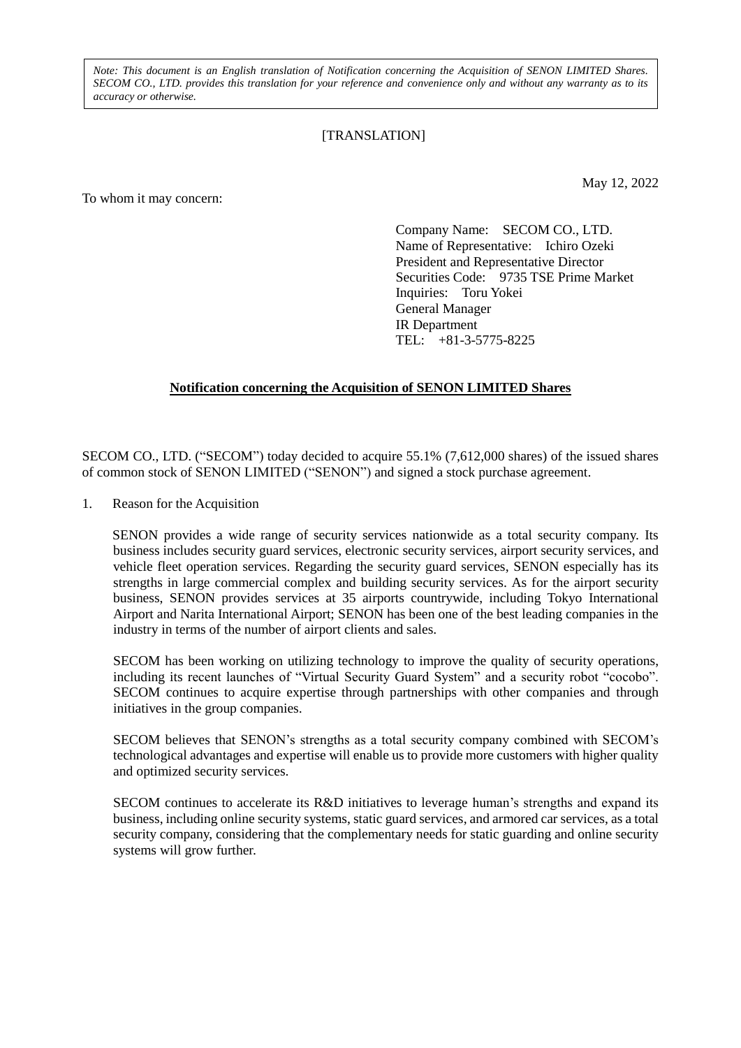*Note: This document is an English translation of Notification concerning the Acquisition of SENON LIMITED Shares. SECOM CO., LTD. provides this translation for your reference and convenience only and without any warranty as to its accuracy or otherwise.*

[TRANSLATION]

May 12, 2022

To whom it may concern:

Company Name: SECOM CO., LTD.
Name of Representative: Ichiro Ozeki
President and Representative Director
Securities Code: 9735 TSE Prime Market
Inquiries: Toru Yokei
General Manager
IR Department
TEL: +81-3-5775-8225

## Notification concerning the Acquisition of SENON LIMITED Shares

SECOM CO., LTD. ("SECOM") today decided to acquire 55.1% (7,612,000 shares) of the issued shares of common stock of SENON LIMITED ("SENON") and signed a stock purchase agreement.

1. Reason for the Acquisition

SENON provides a wide range of security services nationwide as a total security company. Its business includes security guard services, electronic security services, airport security services, and vehicle fleet operation services. Regarding the security guard services, SENON especially has its strengths in large commercial complex and building security services. As for the airport security business, SENON provides services at 35 airports countrywide, including Tokyo International Airport and Narita International Airport; SENON has been one of the best leading companies in the industry in terms of the number of airport clients and sales.

SECOM has been working on utilizing technology to improve the quality of security operations, including its recent launches of "Virtual Security Guard System" and a security robot "cocobo". SECOM continues to acquire expertise through partnerships with other companies and through initiatives in the group companies.

SECOM believes that SENON's strengths as a total security company combined with SECOM's technological advantages and expertise will enable us to provide more customers with higher quality and optimized security services.

SECOM continues to accelerate its R&D initiatives to leverage human's strengths and expand its business, including online security systems, static guard services, and armored car services, as a total security company, considering that the complementary needs for static guarding and online security systems will grow further.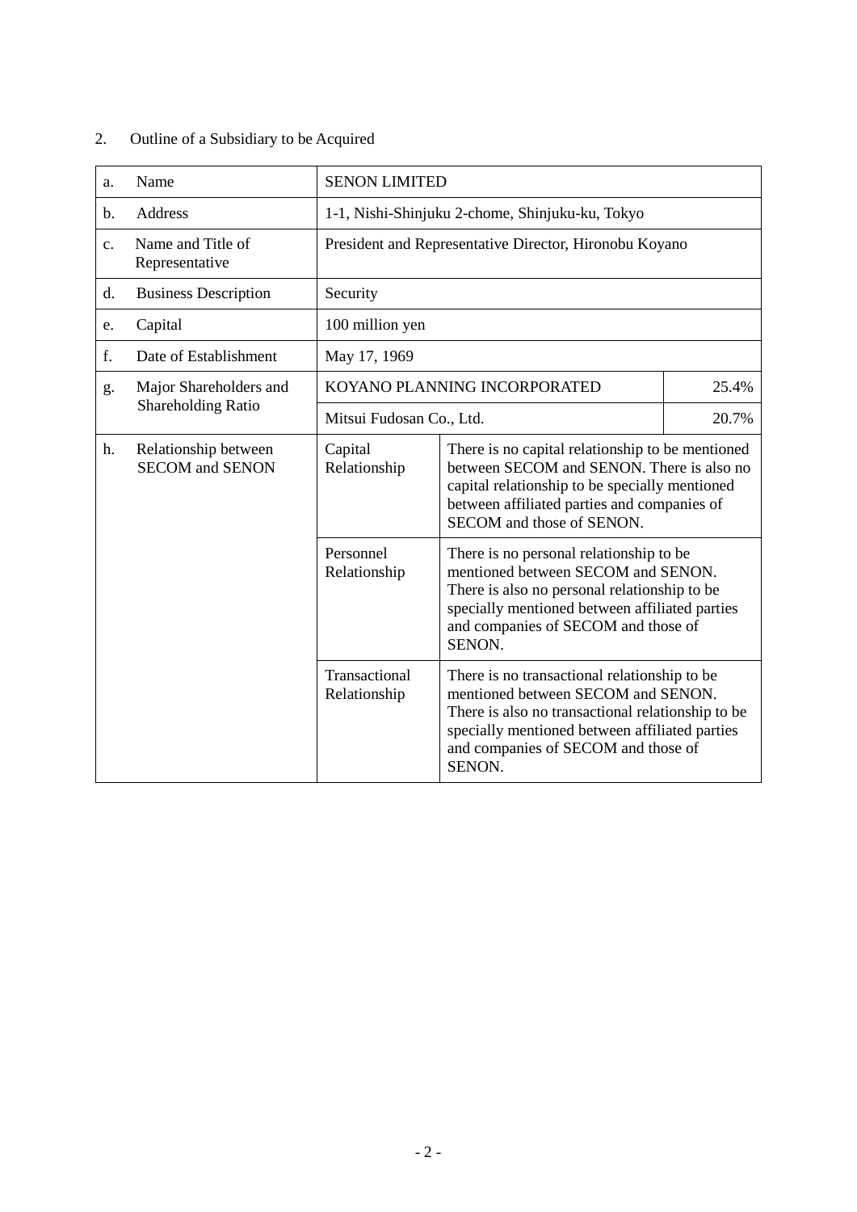2. Outline of a Subsidiary to be Acquired

| | | | |
|---|---|---|---|
| a. Name | SENON LIMITED | | |
| b. Address | 1-1, Nishi-Shinjuku 2-chome, Shinjuku-ku, Tokyo | | |
| c. Name and Title of Representative | President and Representative Director, Hironobu Koyano | | |
| d. Business Description | Security | | |
| e. Capital | 100 million yen | | |
| f. Date of Establishment | May 17, 1969 | | |
| g. Major Shareholders and Shareholding Ratio | KOYANO PLANNING INCORPORATED | | 25.4% |
| | Mitsui Fudosan Co., Ltd. | | 20.7% |
| h. Relationship between SECOM and SENON | Capital Relationship | There is no capital relationship to be mentioned between SECOM and SENON. There is also no capital relationship to be specially mentioned between affiliated parties and companies of SECOM and those of SENON. | |
| | Personnel Relationship | There is no personal relationship to be mentioned between SECOM and SENON. There is also no personal relationship to be specially mentioned between affiliated parties and companies of SECOM and those of SENON. | |
| | Transactional Relationship | There is no transactional relationship to be mentioned between SECOM and SENON. There is also no transactional relationship to be specially mentioned between affiliated parties and companies of SECOM and those of SENON. | |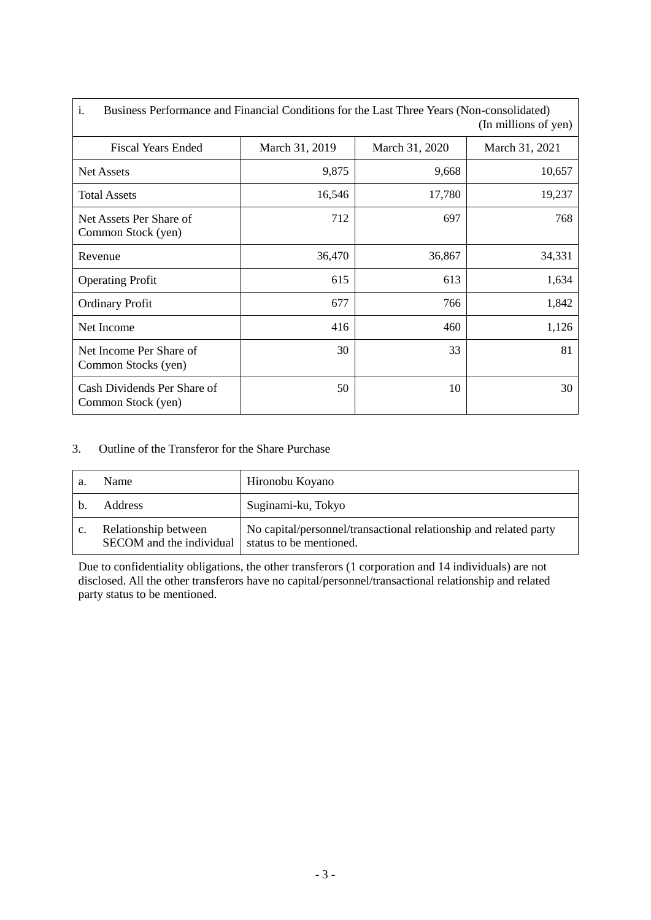| i. Business Performance and Financial Conditions for the Last Three Years (Non-consolidated) (In millions of yen) | | | |
|---|---|---|---|
| Fiscal Years Ended | March 31, 2019 | March 31, 2020 | March 31, 2021 |
| Net Assets | 9,875 | 9,668 | 10,657 |
| Total Assets | 16,546 | 17,780 | 19,237 |
| Net Assets Per Share of Common Stock (yen) | 712 | 697 | 768 |
| Revenue | 36,470 | 36,867 | 34,331 |
| Operating Profit | 615 | 613 | 1,634 |
| Ordinary Profit | 677 | 766 | 1,842 |
| Net Income | 416 | 460 | 1,126 |
| Net Income Per Share of Common Stocks (yen) | 30 | 33 | 81 |
| Cash Dividends Per Share of Common Stock (yen) | 50 | 10 | 30 |

3. Outline of the Transferor for the Share Purchase

| | |
|---|---|
| a. Name | Hironobu Koyano |
| b. Address | Suginami-ku, Tokyo |
| c. Relationship between SECOM and the individual | No capital/personnel/transactional relationship and related party status to be mentioned. |

Due to confidentiality obligations, the other transferors (1 corporation and 14 individuals) are not disclosed. All the other transferors have no capital/personnel/transactional relationship and related party status to be mentioned.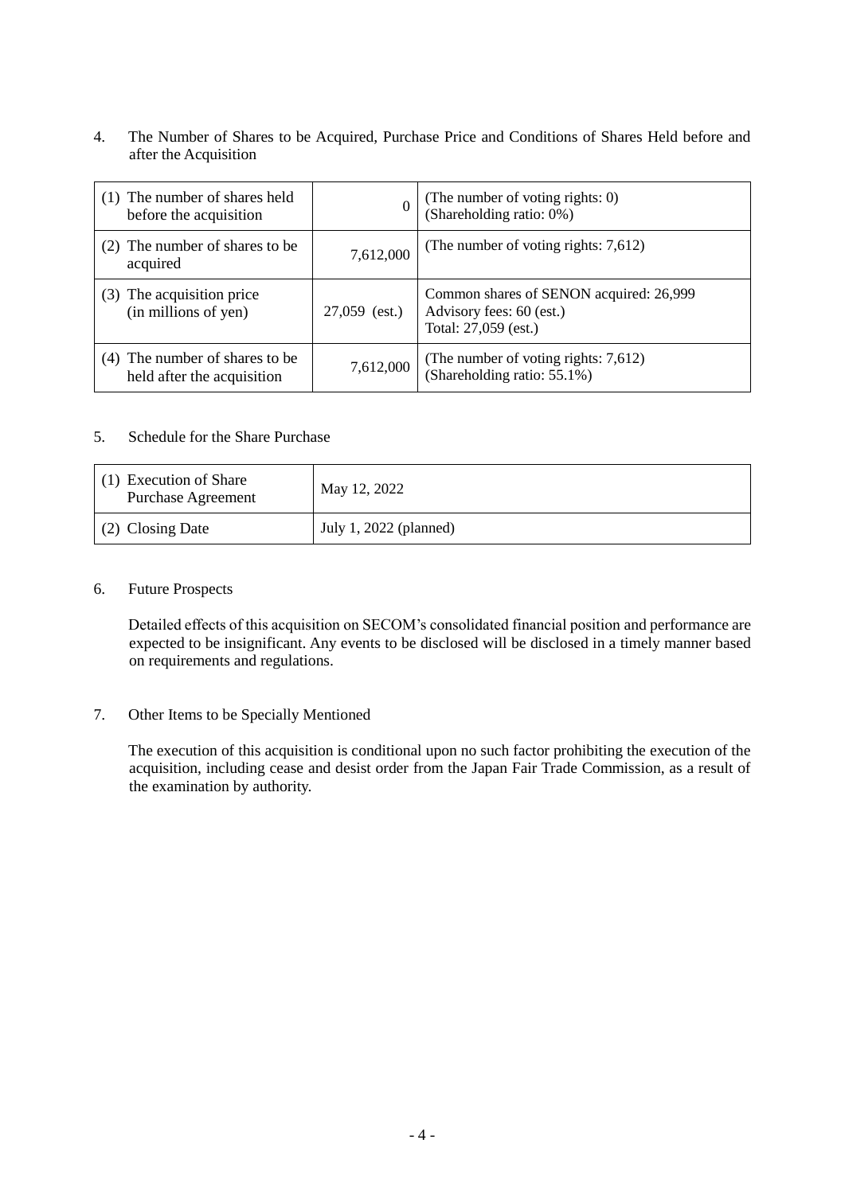4. The Number of Shares to be Acquired, Purchase Price and Conditions of Shares Held before and after the Acquisition

| | | |
|---|---|---|
| (1) The number of shares held before the acquisition | 0 | (The number of voting rights: 0)<br>(Shareholding ratio: 0%) |
| (2) The number of shares to be acquired | 7,612,000 | (The number of voting rights: 7,612) |
| (3) The acquisition price (in millions of yen) | 27,059 (est.) | Common shares of SENON acquired: 26,999<br>Advisory fees: 60 (est.)<br>Total: 27,059 (est.) |
| (4) The number of shares to be held after the acquisition | 7,612,000 | (The number of voting rights: 7,612)<br>(Shareholding ratio: 55.1%) |

5. Schedule for the Share Purchase

| | |
|---|---|
| (1) Execution of Share Purchase Agreement | May 12, 2022 |
| (2) Closing Date | July 1, 2022 (planned) |

6. Future Prospects

Detailed effects of this acquisition on SECOM's consolidated financial position and performance are expected to be insignificant. Any events to be disclosed will be disclosed in a timely manner based on requirements and regulations.

7. Other Items to be Specially Mentioned

The execution of this acquisition is conditional upon no such factor prohibiting the execution of the acquisition, including cease and desist order from the Japan Fair Trade Commission, as a result of the examination by authority.